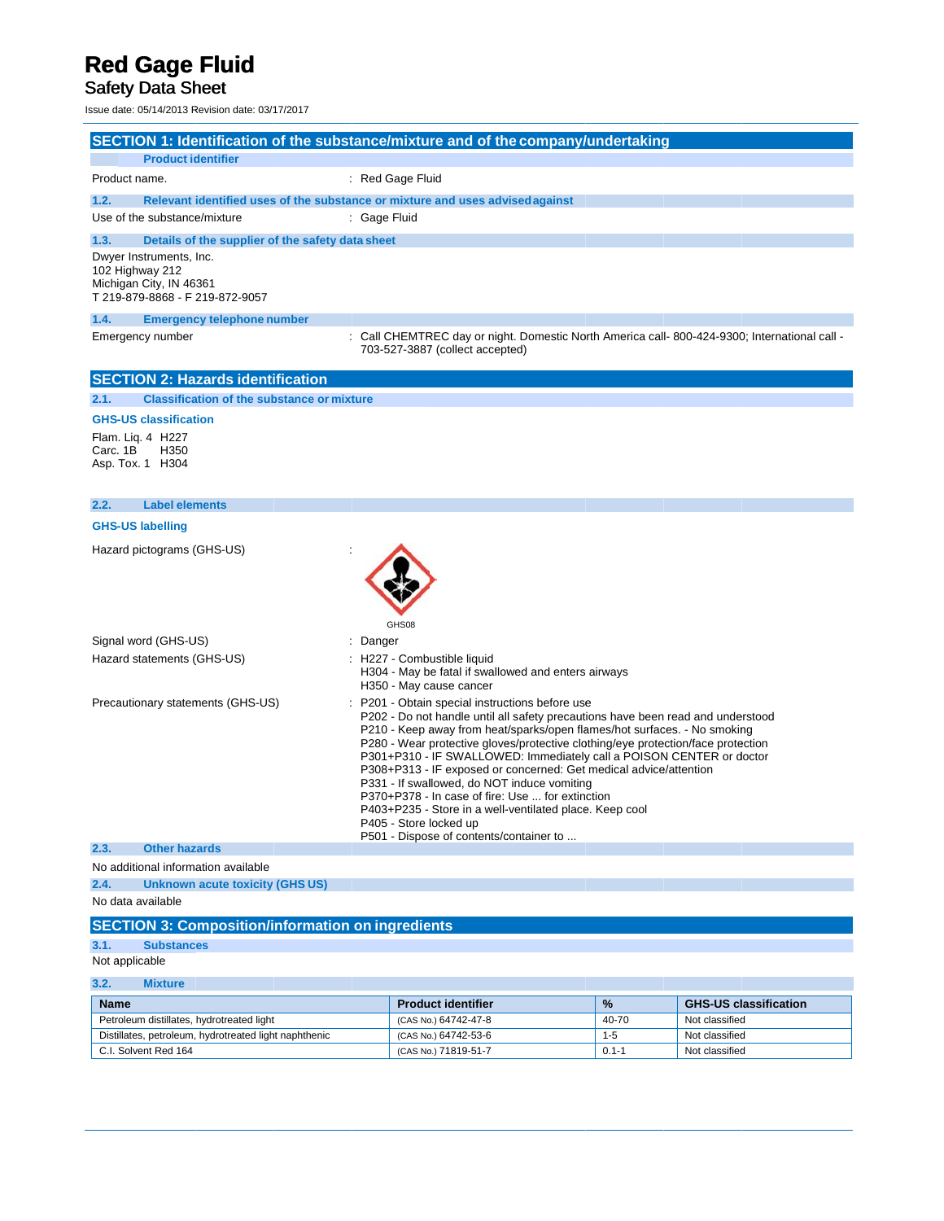# Red Gage Fluid

## Safety Data Sheet

Issue date: 05/14/2013 Revision date: 03/17/2017

## SECTION 1: Identification of the substance/mixture and of the company/undertaking

### Product identifier

Product name. : Red Gage Fluid

### 1.2. Relevant identified uses of the substance or mixture and uses advised against

Use of the substance/mixture : Gage Fluid

### 1.3. Details of the supplier of the safety data sheet

Dwyer Instruments, Inc.
102 Highway 212
Michigan City, IN 46361
T 219-879-8868 - F 219-872-9057

### 1.4. Emergency telephone number

Emergency number : Call CHEMTREC day or night. Domestic North America call- 800-424-9300; International call - 703-527-3887 (collect accepted)

## SECTION 2: Hazards identification

### 2.1. Classification of the substance or mixture

**GHS-US classification**

Flam. Liq. 4 H227
Carc. 1B H350
Asp. Tox. 1 H304

### 2.2. Label elements

**GHS-US labelling**

Hazard pictograms (GHS-US) :

GHS08

Signal word (GHS-US) : Danger

Hazard statements (GHS-US) : H227 - Combustible liquid
H304 - May be fatal if swallowed and enters airways
H350 - May cause cancer

Precautionary statements (GHS-US) : P201 - Obtain special instructions before use
P202 - Do not handle until all safety precautions have been read and understood
P210 - Keep away from heat/sparks/open flames/hot surfaces. - No smoking
P280 - Wear protective gloves/protective clothing/eye protection/face protection
P301+P310 - IF SWALLOWED: Immediately call a POISON CENTER or doctor
P308+P313 - IF exposed or concerned: Get medical advice/attention
P331 - If swallowed, do NOT induce vomiting
P370+P378 - In case of fire: Use ... for extinction
P403+P235 - Store in a well-ventilated place. Keep cool
P405 - Store locked up
P501 - Dispose of contents/container to ...

### 2.3. Other hazards

No additional information available

### 2.4. Unknown acute toxicity (GHS US)

No data available

## SECTION 3: Composition/information on ingredients

### 3.1. Substances

Not applicable

### 3.2. Mixture

| Name | Product identifier | % | GHS-US classification |
|---|---|---|---|
| Petroleum distillates, hydrotreated light | (CAS No.) 64742-47-8 | 40-70 | Not classified |
| Distillates, petroleum, hydrotreated light naphthenic | (CAS No.) 64742-53-6 | 1-5 | Not classified |
| C.I. Solvent Red 164 | (CAS No.) 71819-51-7 | 0.1-1 | Not classified |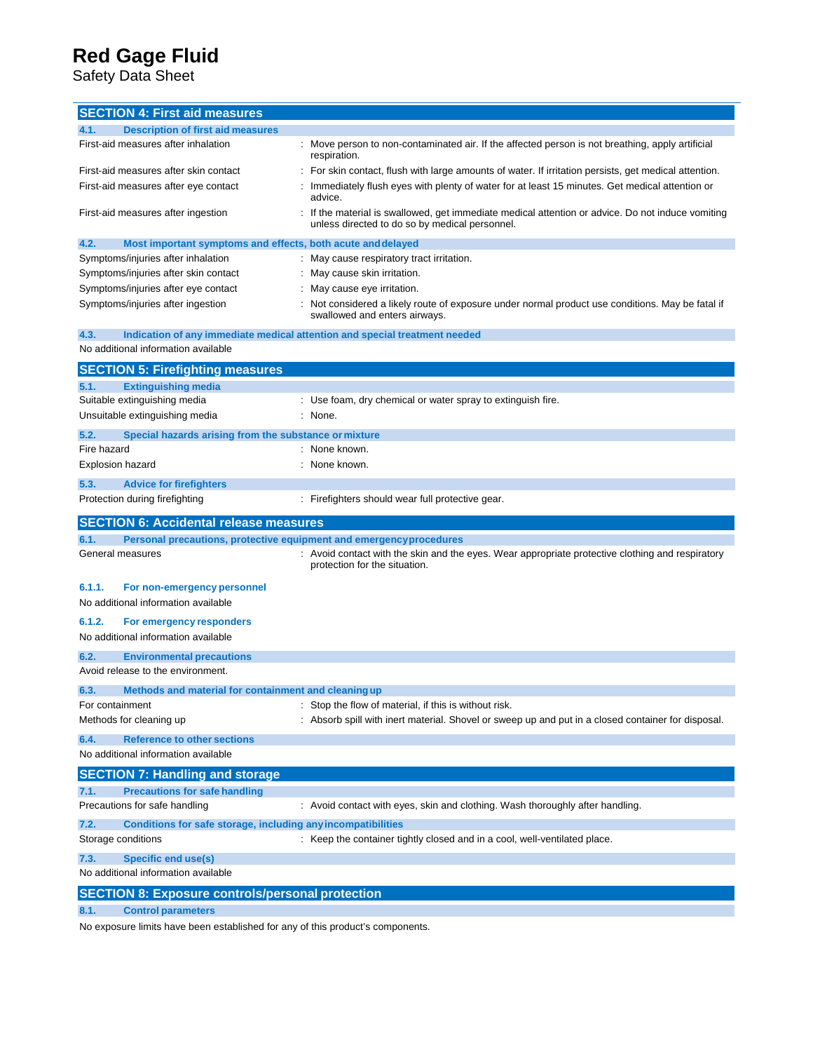## SECTION 4: First aid measures

### 4.1. Description of first aid measures

| | |
|---|---|
| First-aid measures after inhalation | : Move person to non-contaminated air. If the affected person is not breathing, apply artificial respiration. |
| First-aid measures after skin contact | : For skin contact, flush with large amounts of water. If irritation persists, get medical attention. |
| First-aid measures after eye contact | : Immediately flush eyes with plenty of water for at least 15 minutes. Get medical attention or advice. |
| First-aid measures after ingestion | : If the material is swallowed, get immediate medical attention or advice. Do not induce vomiting unless directed to do so by medical personnel. |

### 4.2. Most important symptoms and effects, both acute and delayed

| | |
|---|---|
| Symptoms/injuries after inhalation | : May cause respiratory tract irritation. |
| Symptoms/injuries after skin contact | : May cause skin irritation. |
| Symptoms/injuries after eye contact | : May cause eye irritation. |
| Symptoms/injuries after ingestion | : Not considered a likely route of exposure under normal product use conditions. May be fatal if swallowed and enters airways. |

### 4.3. Indication of any immediate medical attention and special treatment needed

No additional information available

## SECTION 5: Firefighting measures

### 5.1. Extinguishing media

| | |
|---|---|
| Suitable extinguishing media | : Use foam, dry chemical or water spray to extinguish fire. |
| Unsuitable extinguishing media | : None. |

### 5.2. Special hazards arising from the substance or mixture

| | |
|---|---|
| Fire hazard | : None known. |
| Explosion hazard | : None known. |

### 5.3. Advice for firefighters

| | |
|---|---|
| Protection during firefighting | : Firefighters should wear full protective gear. |

## SECTION 6: Accidental release measures

### 6.1. Personal precautions, protective equipment and emergency procedures

| | |
|---|---|
| General measures | : Avoid contact with the skin and the eyes. Wear appropriate protective clothing and respiratory protection for the situation. |

#### 6.1.1. For non-emergency personnel

No additional information available

#### 6.1.2. For emergency responders

No additional information available

### 6.2. Environmental precautions

Avoid release to the environment.

### 6.3. Methods and material for containment and cleaning up

| | |
|---|---|
| For containment | : Stop the flow of material, if this is without risk. |
| Methods for cleaning up | : Absorb spill with inert material. Shovel or sweep up and put in a closed container for disposal. |

### 6.4. Reference to other sections

No additional information available

## SECTION 7: Handling and storage

### 7.1. Precautions for safe handling

| | |
|---|---|
| Precautions for safe handling | : Avoid contact with eyes, skin and clothing. Wash thoroughly after handling. |

### 7.2. Conditions for safe storage, including any incompatibilities

| | |
|---|---|
| Storage conditions | : Keep the container tightly closed and in a cool, well-ventilated place. |

### 7.3. Specific end use(s)

No additional information available

## SECTION 8: Exposure controls/personal protection

### 8.1. Control parameters

No exposure limits have been established for any of this product's components.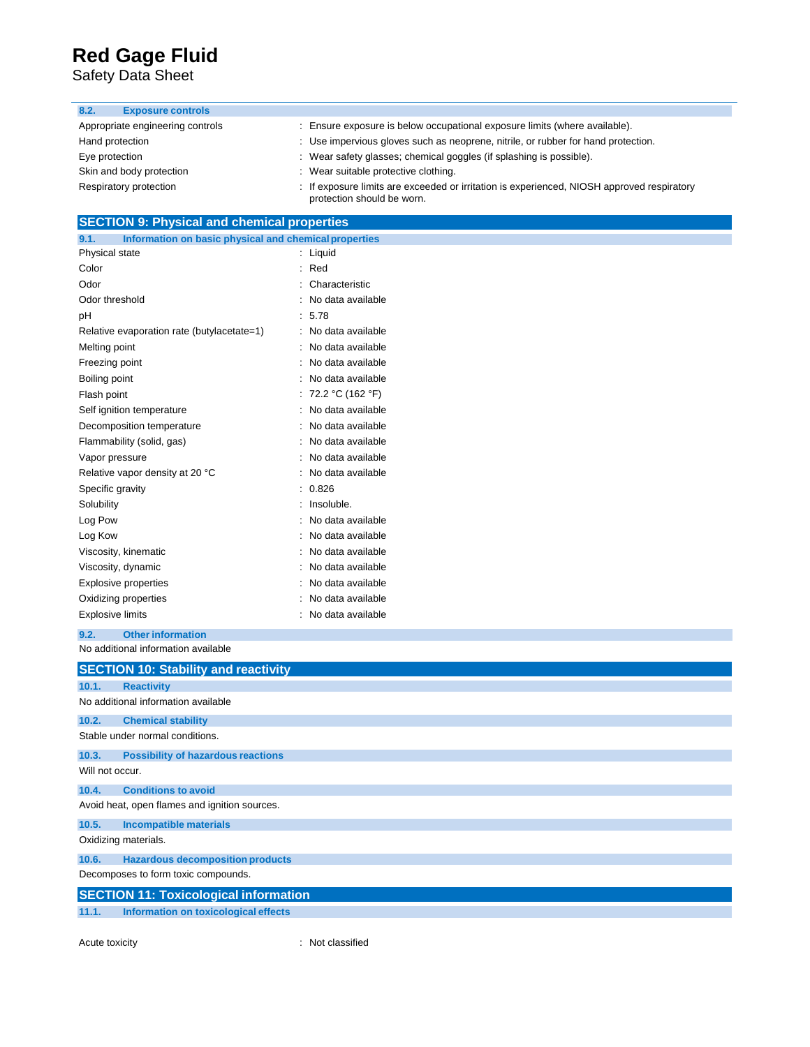### 8.2. Exposure controls

| | |
|---|---|
| Appropriate engineering controls | : Ensure exposure is below occupational exposure limits (where available). |
| Hand protection | : Use impervious gloves such as neoprene, nitrile, or rubber for hand protection. |
| Eye protection | : Wear safety glasses; chemical goggles (if splashing is possible). |
| Skin and body protection | : Wear suitable protective clothing. |
| Respiratory protection | : If exposure limits are exceeded or irritation is experienced, NIOSH approved respiratory protection should be worn. |

## SECTION 9: Physical and chemical properties

### 9.1. Information on basic physical and chemical properties

| | |
|---|---|
| Physical state | : Liquid |
| Color | : Red |
| Odor | : Characteristic |
| Odor threshold | : No data available |
| pH | : 5.78 |
| Relative evaporation rate (butylacetate=1) | : No data available |
| Melting point | : No data available |
| Freezing point | : No data available |
| Boiling point | : No data available |
| Flash point | : 72.2 °C (162 °F) |
| Self ignition temperature | : No data available |
| Decomposition temperature | : No data available |
| Flammability (solid, gas) | : No data available |
| Vapor pressure | : No data available |
| Relative vapor density at 20 °C | : No data available |
| Specific gravity | : 0.826 |
| Solubility | : Insoluble. |
| Log Pow | : No data available |
| Log Kow | : No data available |
| Viscosity, kinematic | : No data available |
| Viscosity, dynamic | : No data available |
| Explosive properties | : No data available |
| Oxidizing properties | : No data available |
| Explosive limits | : No data available |

### 9.2. Other information

No additional information available

## SECTION 10: Stability and reactivity

### 10.1. Reactivity

No additional information available

### 10.2. Chemical stability

Stable under normal conditions.

### 10.3. Possibility of hazardous reactions

Will not occur.

### 10.4. Conditions to avoid

Avoid heat, open flames and ignition sources.

### 10.5. Incompatible materials

Oxidizing materials.

### 10.6. Hazardous decomposition products

Decomposes to form toxic compounds.

## SECTION 11: Toxicological information

### 11.1. Information on toxicological effects

| | |
|---|---|
| Acute toxicity | : Not classified |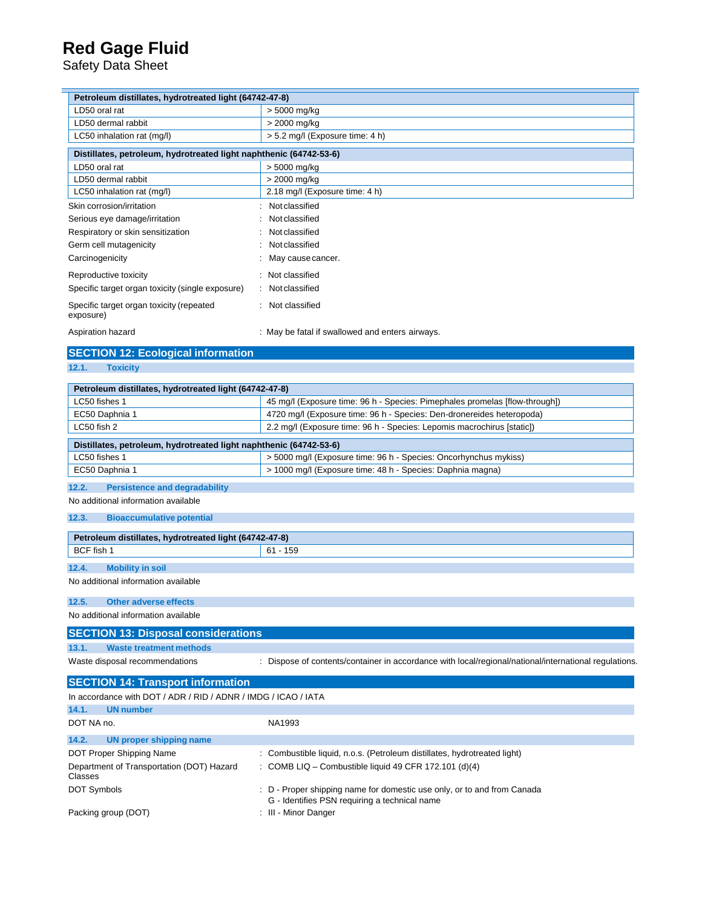| Petroleum distillates, hydrotreated light (64742-47-8) | |
|---|---|
| LD50 oral rat | > 5000 mg/kg |
| LD50 dermal rabbit | > 2000 mg/kg |
| LC50 inhalation rat (mg/l) | > 5.2 mg/l (Exposure time: 4 h) |

| Distillates, petroleum, hydrotreated light naphthenic (64742-53-6) | |
|---|---|
| LD50 oral rat | > 5000 mg/kg |
| LD50 dermal rabbit | > 2000 mg/kg |
| LC50 inhalation rat (mg/l) | 2.18 mg/l (Exposure time: 4 h) |

Skin corrosion/irritation : Not classified

Serious eye damage/irritation : Not classified

Respiratory or skin sensitization : Not classified

Germ cell mutagenicity : Not classified

Carcinogenicity : May cause cancer.

Reproductive toxicity : Not classified

Specific target organ toxicity (single exposure) : Not classified

Specific target organ toxicity (repeated exposure) : Not classified

Aspiration hazard : May be fatal if swallowed and enters airways.

## SECTION 12: Ecological information

### 12.1. Toxicity

| Petroleum distillates, hydrotreated light (64742-47-8) | |
|---|---|
| LC50 fishes 1 | 45 mg/l (Exposure time: 96 h - Species: Pimephales promelas [flow-through]) |
| EC50 Daphnia 1 | 4720 mg/l (Exposure time: 96 h - Species: Den-dronereides heteropoda) |
| LC50 fish 2 | 2.2 mg/l (Exposure time: 96 h - Species: Lepomis macrochirus [static]) |

| Distillates, petroleum, hydrotreated light naphthenic (64742-53-6) | |
|---|---|
| LC50 fishes 1 | > 5000 mg/l (Exposure time: 96 h - Species: Oncorhynchus mykiss) |
| EC50 Daphnia 1 | > 1000 mg/l (Exposure time: 48 h - Species: Daphnia magna) |

### 12.2. Persistence and degradability

No additional information available

### 12.3. Bioaccumulative potential

| Petroleum distillates, hydrotreated light (64742-47-8) | |
|---|---|
| BCF fish 1 | 61 - 159 |

### 12.4. Mobility in soil

No additional information available

### 12.5. Other adverse effects

No additional information available

## SECTION 13: Disposal considerations

### 13.1. Waste treatment methods

Waste disposal recommendations : Dispose of contents/container in accordance with local/regional/national/international regulations.

## SECTION 14: Transport information

In accordance with DOT / ADR / RID / ADNR / IMDG / ICAO / IATA

### 14.1. UN number

DOT NA no. NA1993

### 14.2. UN proper shipping name

DOT Proper Shipping Name : Combustible liquid, n.o.s. (Petroleum distillates, hydrotreated light)

Department of Transportation (DOT) Hazard Classes : COMB LIQ – Combustible liquid 49 CFR 172.101 (d)(4)

DOT Symbols : D - Proper shipping name for domestic use only, or to and from Canada
G - Identifies PSN requiring a technical name

Packing group (DOT) : III - Minor Danger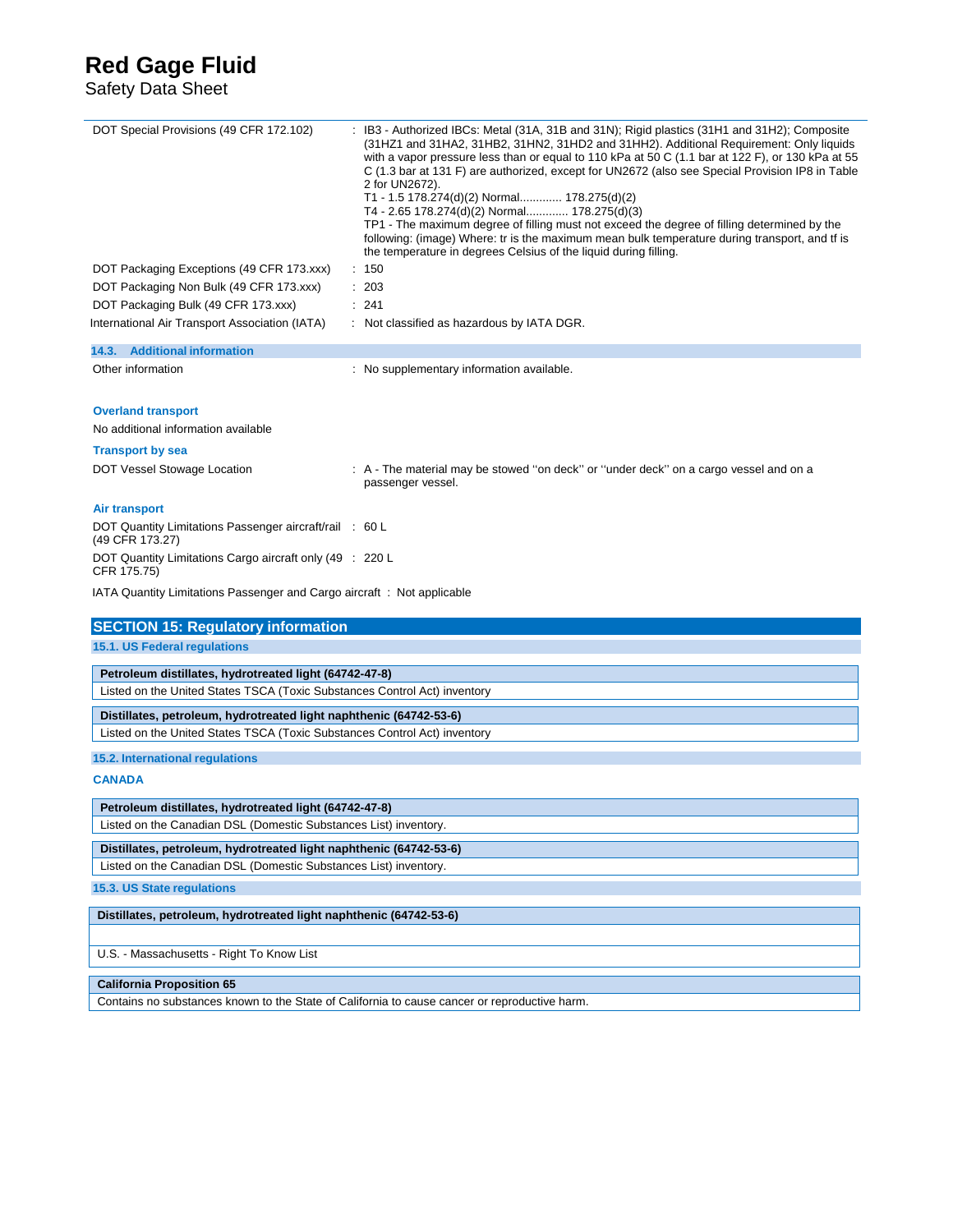| | |
|---|---|
| DOT Special Provisions (49 CFR 172.102) | : IB3 - Authorized IBCs: Metal (31A, 31B and 31N); Rigid plastics (31H1 and 31H2); Composite (31HZ1 and 31HA2, 31HB2, 31HN2, 31HD2 and 31HH2). Additional Requirement: Only liquids with a vapor pressure less than or equal to 110 kPa at 50 C (1.1 bar at 122 F), or 130 kPa at 55 C (1.3 bar at 131 F) are authorized, except for UN2672 (also see Special Provision IP8 in Table 2 for UN2672).<br>T1 - 1.5 178.274(d)(2) Normal............ 178.275(d)(2)<br>T4 - 2.65 178.274(d)(2) Normal............ 178.275(d)(3)<br>TP1 - The maximum degree of filling must not exceed the degree of filling determined by the following: (image) Where: tr is the maximum mean bulk temperature during transport, and tf is the temperature in degrees Celsius of the liquid during filling. |
| DOT Packaging Exceptions (49 CFR 173.xxx) | : 150 |
| DOT Packaging Non Bulk (49 CFR 173.xxx) | : 203 |
| DOT Packaging Bulk (49 CFR 173.xxx) | : 241 |
| International Air Transport Association (IATA) | : Not classified as hazardous by IATA DGR. |

### 14.3. Additional information

Other information : No supplementary information available.

**Overland transport**

No additional information available

**Transport by sea**

DOT Vessel Stowage Location : A - The material may be stowed ''on deck'' or ''under deck'' on a cargo vessel and on a passenger vessel.

**Air transport**

DOT Quantity Limitations Passenger aircraft/rail (49 CFR 173.27) : 60 L

DOT Quantity Limitations Cargo aircraft only (49 CFR 175.75) : 220 L

IATA Quantity Limitations Passenger and Cargo aircraft : Not applicable

## SECTION 15: Regulatory information

### 15.1. US Federal regulations

| Petroleum distillates, hydrotreated light (64742-47-8) |
|---|
| Listed on the United States TSCA (Toxic Substances Control Act) inventory |

| Distillates, petroleum, hydrotreated light naphthenic (64742-53-6) |
|---|
| Listed on the United States TSCA (Toxic Substances Control Act) inventory |

### 15.2. International regulations

**CANADA**

| Petroleum distillates, hydrotreated light (64742-47-8) |
|---|
| Listed on the Canadian DSL (Domestic Substances List) inventory. |

| Distillates, petroleum, hydrotreated light naphthenic (64742-53-6) |
|---|
| Listed on the Canadian DSL (Domestic Substances List) inventory. |

### 15.3. US State regulations

| Distillates, petroleum, hydrotreated light naphthenic (64742-53-6) |
|---|
| |
| U.S. - Massachusetts - Right To Know List |

| California Proposition 65 |
|---|
| Contains no substances known to the State of California to cause cancer or reproductive harm. |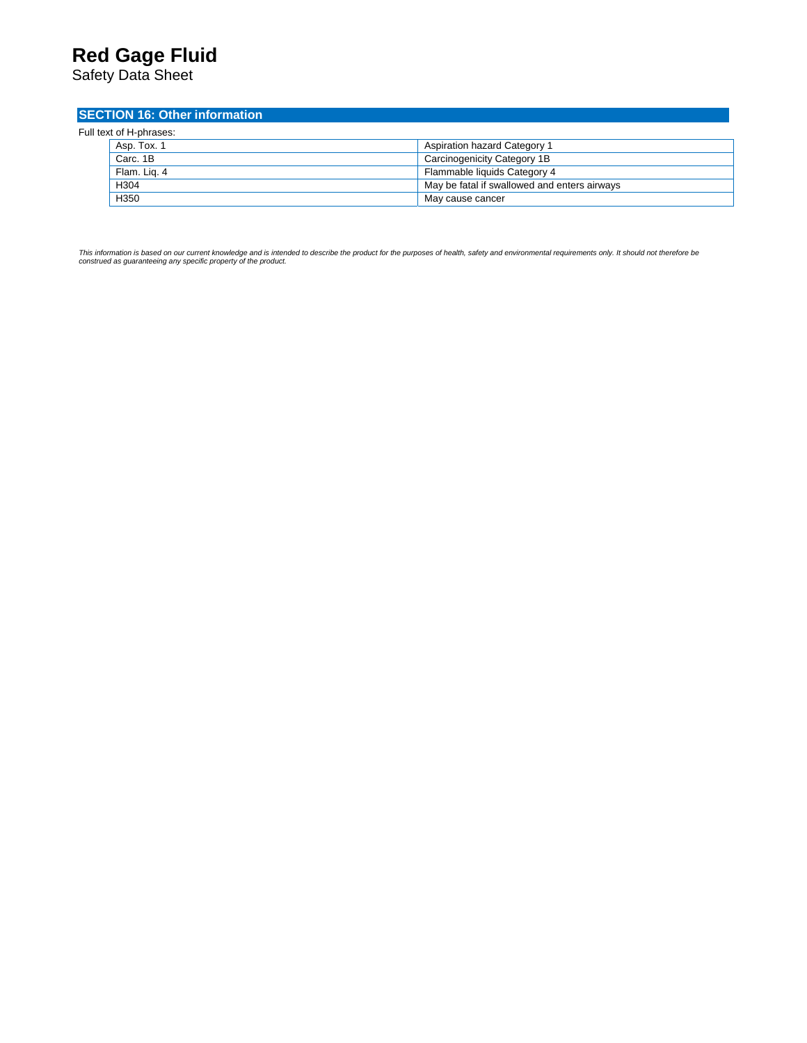## SECTION 16: Other information

Full text of H-phrases:

| | |
|---|---|
| Asp. Tox. 1 | Aspiration hazard Category 1 |
| Carc. 1B | Carcinogenicity Category 1B |
| Flam. Liq. 4 | Flammable liquids Category 4 |
| H304 | May be fatal if swallowed and enters airways |
| H350 | May cause cancer |

*This information is based on our current knowledge and is intended to describe the product for the purposes of health, safety and environmental requirements only. It should not therefore be construed as guaranteeing any specific property of the product.*